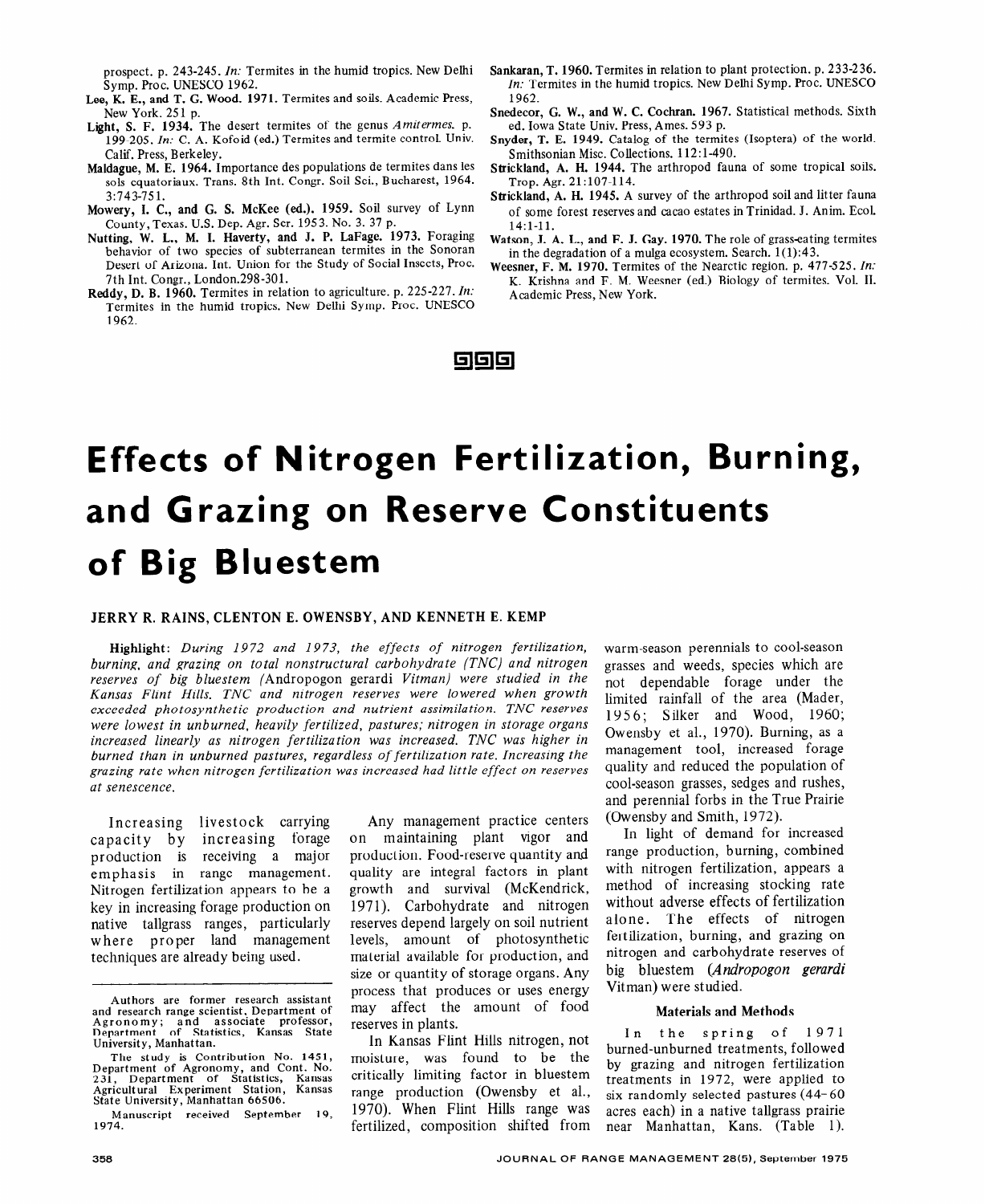prospect. p. 243-245. *In:* Termites in the humid tropics. New Delhi Symp. Proc. UNESCO 1962.

**Lee, K. E., and T. G. Wood. 1971.** Termites and soils. Academic Press, New York. 251 p.

**Light, S. F. 1934.** The desert termites of the genus *Amitermes*. p. 199-205. *In:* C. A. Kofoid (ed.) Termites and termite control. Univ. Calif. Press, Berkeley.

**Maldague, M. E. 1964.** Importance des populations de termites dans les sols equatoriaux. Trans. 8th Int. Congr. Soil Sci., Bucharest, 1964. 3:743-751.

**Mowery, I. C., and G. S. McKee (ed.). 1959.** Soil survey of Lynn County, Texas. U.S. Dep. Agr. Ser. 1953. No. 3. 37 p.

**Nutting, W. L., M. I. Haverty, and J. P. LaFage. 1973.** Foraging behavior of two species of subterranean termites in the Sonoran Desert of Arizona. Int. Union for the Study of Social Insects, Proc. 7th Int. Congr., London.298-301.

**Reddy, D. B. 1960.** Termites in relation to agriculture. p. 225-227. *In:* Termites in the humid tropics. New Delhi Symp. Proc. UNESCO 1962.

**Sankaran, T. 1960.** Termites in relation to plant protection. p. 233-236. *In:* Termites in the humid tropics. New Delhi Symp. Proc. UNESCO 1962.

**Snedecor, G. W., and W. C. Cochran. 1967.** Statistical methods. Sixth ed. Iowa State Univ. Press, Ames. 593 p.

**Snyder, T. E. 1949.** Catalog of the termites (Isoptera) of the world. Smithsonian Misc. Collections. 112:1-490.

**Strickland, A. H. 1944.** The arthropod fauna of some tropical soils. Trop. Agr. 21:107-114.

**Strickland, A. H. 1945.** A survey of the arthropod soil and litter fauna of some forest reserves and cacao estates in Trinidad. J. Anim. Ecol. 14:1-11.

**Watson, J. A. L., and F. J. Gay. 1970.** The role of grass-eating termites in the degradation of a mulga ecosystem. Search. 1(1):43.

**Weesner, F. M. 1970.** Termites of the Nearctic region. p. 477-525. *In:* K. Krishna and F. M. Weesner (ed.) Biology of termites. Vol. II. Academic Press, New York.

# Effects of Nitrogen Fertilization, Burning, and Grazing on Reserve Constituents of Big Bluestem

**JERRY R. RAINS, CLENTON E. OWENSBY, AND KENNETH E. KEMP**

**Highlight:** *During 1972 and 1973, the effects of nitrogen fertilization, burning, and grazing on total nonstructural carbohydrate (TNC) and nitrogen reserves of big bluestem (*Andropogon gerardi *Vitman) were studied in the Kansas Flint Hills. TNC and nitrogen reserves were lowered when growth exceeded photosynthetic production and nutrient assimilation. TNC reserves were lowest in unburned, heavily fertilized, pastures; nitrogen in storage organs increased linearly as nitrogen fertilization was increased. TNC was higher in burned than in unburned pastures, regardless of fertilization rate. Increasing the grazing rate when nitrogen fertilization was increased had little effect on reserves at senescence.*

Increasing livestock carrying capacity by increasing forage production is receiving a major emphasis in range management. Nitrogen fertilization appears to be a key in increasing forage production on native tallgrass ranges, particularly where proper land management techniques are already being used.

Authors are former research assistant and research range scientist, Department of Agronomy; and associate professor, Department of Statistics, Kansas State University, Manhattan.

The study is Contribution No. 1451, Department of Agronomy, and Cont. No. 231, Department of Statistics, Kansas Agricultural Experiment Station, Kansas State University, Manhattan 66506.

Manuscript received September 19, 1974.

Any management practice centers on maintaining plant vigor and production. Food-reserve quantity and quality are integral factors in plant growth and survival (McKendrick, 1971). Carbohydrate and nitrogen reserves depend largely on soil nutrient levels, amount of photosynthetic material available for production, and size or quantity of storage organs. Any process that produces or uses energy may affect the amount of food reserves in plants.

In Kansas Flint Hills nitrogen, not moisture, was found to be the critically limiting factor in bluestem range production (Owensby et al., 1970). When Flint Hills range was fertilized, composition shifted from warm-season perennials to cool-season grasses and weeds, species which are not dependable forage under the limited rainfall of the area (Mader, 1956; Silker and Wood, 1960; Owensby et al., 1970). Burning, as a management tool, increased forage quality and reduced the population of cool-season grasses, sedges and rushes, and perennial forbs in the True Prairie (Owensby and Smith, 1972).

In light of demand for increased range production, burning, combined with nitrogen fertilization, appears a method of increasing stocking rate without adverse effects of fertilization alone. The effects of nitrogen fertilization, burning, and grazing on nitrogen and carbohydrate reserves of big bluestem (*Andropogon gerardi* Vitman) were studied.

## Materials and Methods

In the spring of 1971 burned-unburned treatments, followed by grazing and nitrogen fertilization treatments in 1972, were applied to six randomly selected pastures (44-60 acres each) in a native tallgrass prairie near Manhattan, Kans. (Table 1).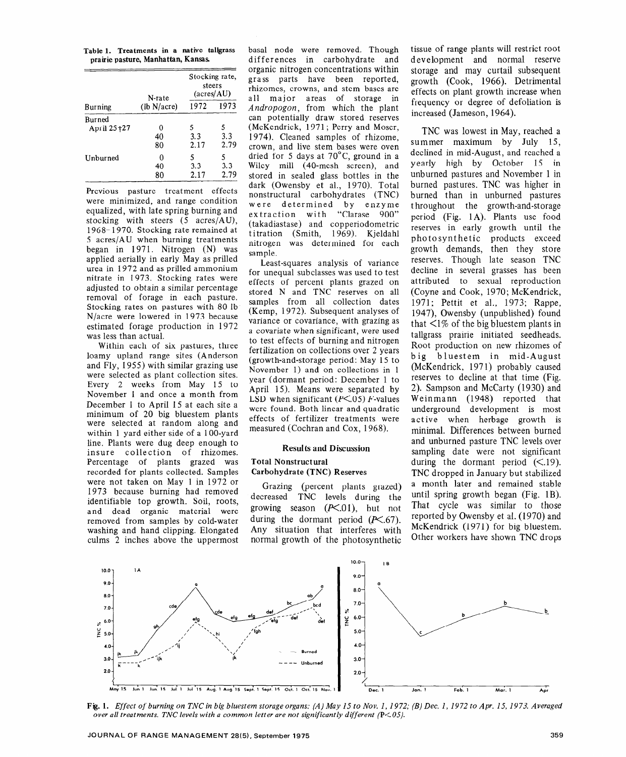Table 1. Treatments in a native tallgrass prairie pasture, Manhattan, Kansas.

| Burning | N-rate (lb N/acre) | Stocking rate, steers (acres/AU) 1972 | 1973 |
|---|---|---|---|
| Burned April 25†27 | 0 | 5 | 5 |
| | 40 | 3.3 | 3.3 |
| | 80 | 2.17 | 2.79 |
| Unburned | 0 | 5 | 5 |
| | 40 | 3.3 | 3.3 |
| | 80 | 2.17 | 2.79 |

Previous pasture treatment effects were minimized, and range condition equalized, with late spring burning and stocking with steers (5 acres/AU), 1968–1970. Stocking rate remained at 5 acres/AU when burning treatments began in 1971. Nitrogen (N) was applied aerially in early May as prilled urea in 1972 and as prilled ammonium nitrate in 1973. Stocking rates were adjusted to obtain a similar percentage removal of forage in each pasture. Stocking rates on pastures with 80 lb N/acre were lowered in 1973 because estimated forage production in 1972 was less than actual.

Within each of six pastures, three loamy upland range sites (Anderson and Fly, 1955) with similar grazing use were selected as plant collection sites. Every 2 weeks from May 15 to November 1 and once a month from December 1 to April 15 at each site a minimum of 20 big bluestem plants were selected at random along and within 1 yard either side of a 100-yard line. Plants were dug deep enough to insure collection of rhizomes. Percentage of plants grazed was recorded for plants collected. Samples were not taken on May 1 in 1972 or 1973 because burning had removed identifiable top growth. Soil, roots, and dead organic material were removed from samples by cold-water washing and hand clipping. Elongated culms 2 inches above the uppermost basal node were removed. Though differences in carbohydrate and organic nitrogen concentrations within grass parts have been reported, rhizomes, crowns, and stem bases are all major areas of storage in *Andropogon*, from which the plant can potentially draw stored reserves (McKendrick, 1971; Perry and Moser, 1974). Cleaned samples of rhizome, crown, and live stem bases were oven dried for 5 days at 70°C, ground in a Wiley mill (40-mesh screen), and stored in sealed glass bottles in the dark (Owensby et al., 1970). Total nonstructural carbohydrates (TNC) were determined by enzyme extraction with "Clarase 900" (takadiastase) and copperiodometric titration (Smith, 1969). Kjeldahl nitrogen was determined for each sample.

Least-squares analysis of variance for unequal subclasses was used to test effects of percent plants grazed on stored N and TNC reserves on all samples from all collection dates (Kemp, 1972). Subsequent analyses of variance or covariance, with grazing as a covariate when significant, were used to test effects of burning and nitrogen fertilization on collections over 2 years (growth-and-storage period: May 15 to November 1) and on collections in 1 year (dormant period: December 1 to April 15). Means were separated by LSD when significant ($P<.05$) $F$-values were found. Both linear and quadratic effects of fertilizer treatments were measured (Cochran and Cox, 1968).

## Results and Discussion

### Total Nonstructural Carbohydrate (TNC) Reserves

Grazing (percent plants grazed) decreased TNC levels during the growing season ($P<.01$), but not during the dormant period ($P<.67$). Any situation that interferes with normal growth of the photosynthetic tissue of range plants will restrict root development and normal reserve storage and may curtail subsequent growth (Cook, 1966). Detrimental effects on plant growth increase when frequency or degree of defoliation is increased (Jameson, 1964).

TNC was lowest in May, reached a summer maximum by July 15, declined in mid-August, and reached a yearly high by October 15 in unburned pastures and November 1 in burned pastures. TNC was higher in burned than in unburned pastures throughout the growth-and-storage period (Fig. 1A). Plants use food reserves in early growth until the photosynthetic products exceed growth demands, then they store reserves. Though late season TNC decline in several grasses has been attributed to sexual reproduction (Coyne and Cook, 1970; McKendrick, 1971; Pettit et al., 1973; Rappe, 1947), Owensby (unpublished) found that <1% of the big bluestem plants in tallgrass prairie initiated seedheads. Root production on new rhizomes of big bluestem in mid-August (McKendrick, 1971) probably caused reserves to decline at that time (Fig. 2). Sampson and McCarty (1930) and Weinmann (1948) reported that underground development is most active when herbage growth is minimal. Differences between burned and unburned pasture TNC levels over sampling date were not significant during the dormant period ($<.19$). TNC dropped in January but stabilized a month later and remained stable until spring growth began (Fig. 1B). That cycle was similar to those reported by Owensby et al. (1970) and McKendrick (1971) for big bluestem. Other workers have shown TNC drops

Fig. 1. *Effect of burning on TNC in big bluestem storage organs: (A) May 15 to Nov. 1, 1972; (B) Dec. 1, 1972 to Apr. 15, 1973. Averaged over all treatments. TNC levels with a common letter are not significantly different (P<.05).*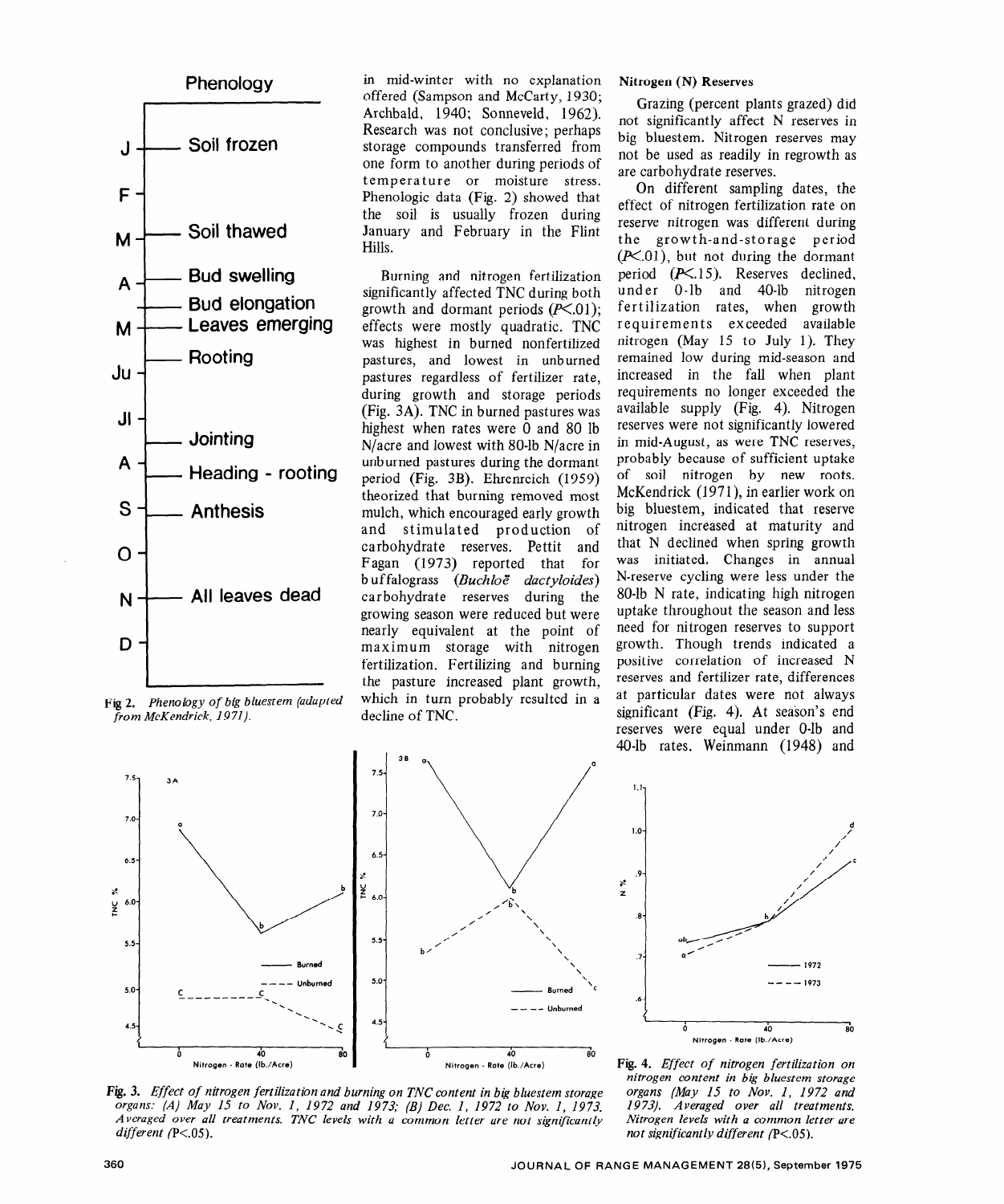in mid-winter with no explanation offered (Sampson and McCarty, 1930; Archbald, 1940; Sonneveld, 1962). Research was not conclusive; perhaps storage compounds transferred from one form to another during periods of temperature or moisture stress. Phenologic data (Fig. 2) showed that the soil is usually frozen during January and February in the Flint Hills.

Burning and nitrogen fertilization significantly affected TNC during both growth and dormant periods ($P<.01$); effects were mostly quadratic. TNC was highest in burned nonfertilized pastures, and lowest in unburned pastures regardless of fertilizer rate, during growth and storage periods (Fig. 3A). TNC in burned pastures was highest when rates were 0 and 80 lb N/acre and lowest with 80-lb N/acre in unburned pastures during the dormant period (Fig. 3B). Ehrenreich (1959) theorized that burning removed most mulch, which encouraged early growth and stimulated production of carbohydrate reserves. Pettit and Fagan (1973) reported that for buffalograss (*Buchloë dactyloides*) carbohydrate reserves during the growing season were reduced but were nearly equivalent at the point of maximum storage with nitrogen fertilization. Fertilizing and burning the pasture increased plant growth, which in turn probably resulted in a decline of TNC.

Fig 2. *Phenology of big bluestem (adapted from McKendrick, 1971).*

### Nitrogen (N) Reserves

Grazing (percent plants grazed) did not significantly affect N reserves in big bluestem. Nitrogen reserves may not be used as readily in regrowth as are carbohydrate reserves.

On different sampling dates, the effect of nitrogen fertilization rate on reserve nitrogen was different during the growth-and-storage period ($P<.01$), but not during the dormant period ($P<.15$). Reserves declined, under 0-lb and 40-lb nitrogen fertilization rates, when growth requirements exceeded available nitrogen (May 15 to July 1). They remained low during mid-season and increased in the fall when plant requirements no longer exceeded the available supply (Fig. 4). Nitrogen reserves were not significantly lowered in mid-August, as were TNC reserves, probably because of sufficient uptake of soil nitrogen by new roots. McKendrick (1971), in earlier work on big bluestem, indicated that reserve nitrogen increased at maturity and that N declined when spring growth was initiated. Changes in annual N-reserve cycling were less under the 80-lb N rate, indicating high nitrogen uptake throughout the season and less need for nitrogen reserves to support growth. Though trends indicated a positive correlation of increased N reserves and fertilizer rate, differences at particular dates were not always significant (Fig. 4). At season's end reserves were equal under 0-lb and 40-lb rates. Weinmann (1948) and

**Fig. 3.** *Effect of nitrogen fertilization and burning on TNC content in big bluestem storage organs: (A) May 15 to Nov. 1, 1972 and 1973; (B) Dec. 1, 1972 to Nov. 1, 1973. Averaged over all treatments. TNC levels with a common letter are not significantly different (P<.05).*

**Fig. 4.** *Effect of nitrogen fertilization on nitrogen content in big bluestem storage organs (May 15 to Nov. 1, 1972 and 1973). Averaged over all treatments. Nitrogen levels with a common letter are not significantly different (P<.05).*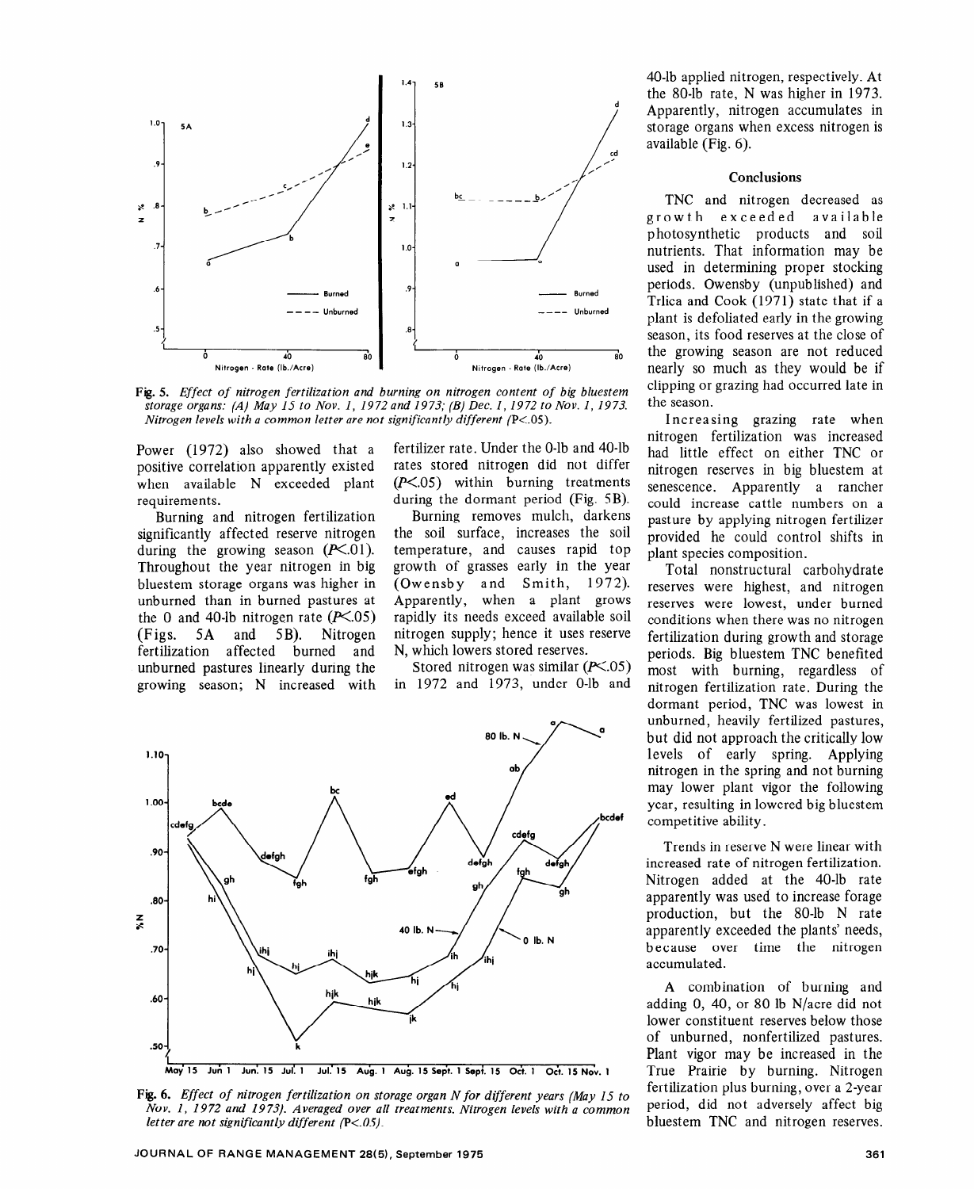Fig. 5. *Effect of nitrogen fertilization and burning on nitrogen content of big bluestem storage organs: (A) May 15 to Nov. 1, 1972 and 1973; (B) Dec. 1, 1972 to Nov. 1, 1973. Nitrogen levels with a common letter are not significantly different (P<.05).*

Power (1972) also showed that a positive correlation apparently existed when available N exceeded plant requirements.

Burning and nitrogen fertilization significantly affected reserve nitrogen during the growing season ($P<.01$). Throughout the year nitrogen in big bluestem storage organs was higher in unburned than in burned pastures at the 0 and 40-lb nitrogen rate ($P<.05$) (Figs. 5A and 5B). Nitrogen fertilization affected burned and unburned pastures linearly during the growing season; N increased with fertilizer rate. Under the 0-lb and 40-lb rates stored nitrogen did not differ ($P<.05$) within burning treatments during the dormant period (Fig. 5B).

Burning removes mulch, darkens the soil surface, increases the soil temperature, and causes rapid top growth of grasses early in the year (Owensby and Smith, 1972). Apparently, when a plant grows rapidly its needs exceed available soil nitrogen supply; hence it uses reserve N, which lowers stored reserves.

Stored nitrogen was similar ($P<.05$) in 1972 and 1973, under 0-lb and 40-lb applied nitrogen, respectively. At the 80-lb rate, N was higher in 1973. Apparently, nitrogen accumulates in storage organs when excess nitrogen is available (Fig. 6).

Fig. 6. *Effect of nitrogen fertilization on storage organ N for different years (May 15 to Nov. 1, 1972 and 1973). Averaged over all treatments. Nitrogen levels with a common letter are not significantly different (P<.05).*

## Conclusions

TNC and nitrogen decreased as growth exceeded available photosynthetic products and soil nutrients. That information may be used in determining proper stocking periods. Owensby (unpublished) and Trlica and Cook (1971) state that if a plant is defoliated early in the growing season, its food reserves at the close of the growing season are not reduced nearly so much as they would be if clipping or grazing had occurred late in the season.

Increasing grazing rate when nitrogen fertilization was increased had little effect on either TNC or nitrogen reserves in big bluestem at senescence. Apparently a rancher could increase cattle numbers on a pasture by applying nitrogen fertilizer provided he could control shifts in plant species composition.

Total nonstructural carbohydrate reserves were highest, and nitrogen reserves were lowest, under burned conditions when there was no nitrogen fertilization during growth and storage periods. Big bluestem TNC benefited most with burning, regardless of nitrogen fertilization rate. During the dormant period, TNC was lowest in unburned, heavily fertilized pastures, but did not approach the critically low levels of early spring. Applying nitrogen in the spring and not burning may lower plant vigor the following year, resulting in lowered big bluestem competitive ability.

Trends in reserve N were linear with increased rate of nitrogen fertilization. Nitrogen added at the 40-lb rate apparently was used to increase forage production, but the 80-lb N rate apparently exceeded the plants' needs, because over time the nitrogen accumulated.

A combination of burning and adding 0, 40, or 80 lb N/acre did not lower constituent reserves below those of unburned, nonfertilized pastures. Plant vigor may be increased in the True Prairie by burning. Nitrogen fertilization plus burning, over a 2-year period, did not adversely affect big bluestem TNC and nitrogen reserves.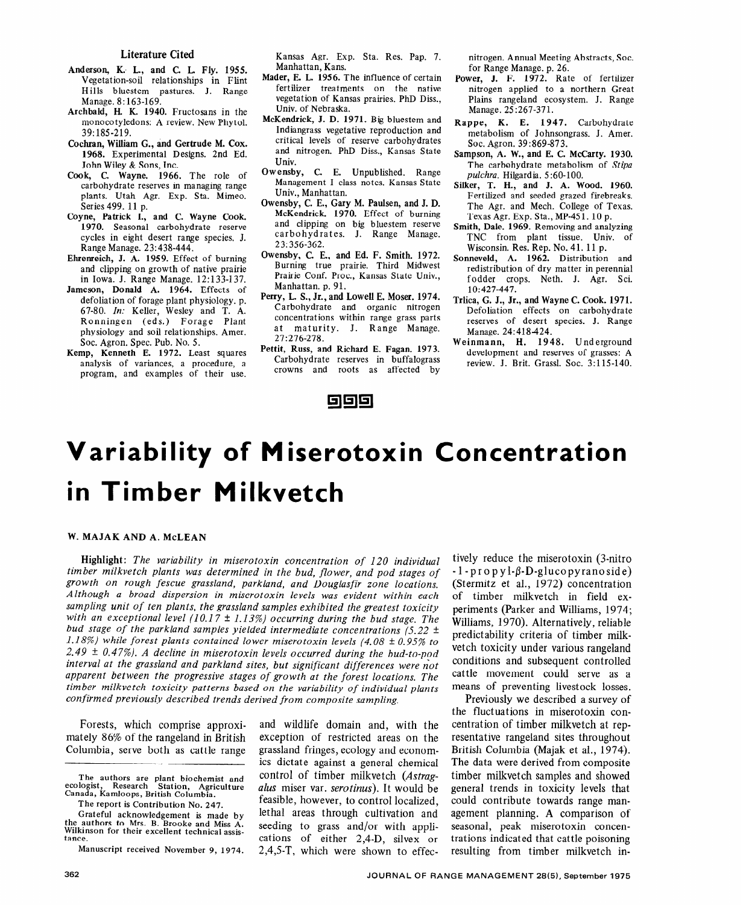## Literature Cited

Anderson, K. L., and C. L. Fly. 1955. Vegetation-soil relationships in Flint Hills bluestem pastures. J. Range Manage. 8:163-169.

Archbald, H. K. 1940. Fructosans in the monocotyledons: A review. New Phytol. 39:185-219.

Cochran, William G., and Gertrude M. Cox. 1968. Experimental Designs. 2nd Ed. John Wiley & Sons, Inc.

Cook, C. Wayne. 1966. The role of carbohydrate reserves in managing range plants. Utah Agr. Exp. Sta. Mimeo. Series 499. 11 p.

Coyne, Patrick I., and C. Wayne Cook. 1970. Seasonal carbohydrate reserve cycles in eight desert range species. J. Range Manage. 23:438-444.

Ehrenreich, J. A. 1959. Effect of burning and clipping on growth of native prairie in Iowa. J. Range Manage. 12:133-137.

Jameson, Donald A. 1964. Effects of defoliation of forage plant physiology. p. 67-80. *In:* Keller, Wesley and T. A. Ronningen (eds.) Forage Plant physiology and soil relationships. Amer. Soc. Agron. Spec. Pub. No. 5.

Kemp, Kenneth E. 1972. Least squares analysis of variances, a procedure, a program, and examples of their use. Kansas Agr. Exp. Sta. Res. Pap. 7. Manhattan, Kans.

Mader, E. L. 1956. The influence of certain fertilizer treatments on the native vegetation of Kansas prairies. PhD Diss., Univ. of Nebraska.

McKendrick, J. D. 1971. Big bluestem and Indiangrass vegetative reproduction and critical levels of reserve carbohydrates and nitrogen. PhD Diss., Kansas State Univ.

Owensby, C. E. Unpublished. Range Management I class notes. Kansas State Univ., Manhattan.

Owensby, C. E., Gary M. Paulsen, and J. D. McKendrick. 1970. Effect of burning and clipping on big bluestem reserve carbohydrates. J. Range Manage. 23:356-362.

Owensby, C. E., and Ed. F. Smith. 1972. Burning true prairie. Third Midwest Prairie Conf. Proc., Kansas State Univ., Manhattan. p. 91.

Perry, L. S., Jr., and Lowell E. Moser. 1974. Carbohydrate and organic nitrogen concentrations within range grass parts at maturity. J. Range Manage. 27:276-278.

Pettit, Russ, and Richard E. Fagan. 1973. Carbohydrate reserves in buffalograss crowns and roots as affected by nitrogen. Annual Meeting Abstracts, Soc. for Range Manage. p. 26.

Power, J. F. 1972. Rate of fertilizer nitrogen applied to a northern Great Plains rangeland ecosystem. J. Range Manage. 25:267-371.

Rappe, K. E. 1947. Carbohydrate metabolism of Johnsongrass. J. Amer. Soc. Agron. 39:869-873.

Sampson, A. W., and E. C. McCarty. 1930. The carbohydrate metabolism of *Stipa pulchra*. Hilgardia. 5:60-100.

Silker, T. H., and J. A. Wood. 1960. Fertilized and seeded grazed firebreaks. The Agr. and Mech. College of Texas. Texas Agr. Exp. Sta., MP-451. 10 p.

Smith, Dale. 1969. Removing and analyzing TNC from plant tissue. Univ. of Wisconsin. Res. Rep. No. 41. 11 p.

Sonneveld, A. 1962. Distribution and redistribution of dry matter in perennial fodder crops. Neth. J. Agr. Sci. 10:427-447.

Trlica, G. J., Jr., and Wayne C. Cook. 1971. Defoliation effects on carbohydrate reserves of desert species. J. Range Manage. 24:418-424.

Weinmann, H. 1948. Underground development and reserves of grasses: A review. J. Brit. Grassl. Soc. 3:115-140.

# Variability of Miserotoxin Concentration in Timber Milkvetch

**W. MAJAK AND A. McLEAN**

**Highlight:** *The variability in miserotoxin concentration of 120 individual timber milkvetch plants was determined in the bud, flower, and pod stages of growth on rough fescue grassland, parkland, and Douglasfir zone locations. Although a broad dispersion in miserotoxin levels was evident within each sampling unit of ten plants, the grassland samples exhibited the greatest toxicity with an exceptional level (10.17 ± 1.13%) occurring during the bud stage. The bud stage of the parkland samples yielded intermediate concentrations (5.22 ± 1.18%) while forest plants contained lower miserotoxin levels (4.08 ± 0.95% to 2.49 ± 0.47%). A decline in miserotoxin levels occurred during the bud-to-pod interval at the grassland and parkland sites, but significant differences were not apparent between the progressive stages of growth at the forest locations. The timber milkvetch toxicity patterns based on the variability of individual plants confirmed previously described trends derived from composite sampling.*

Forests, which comprise approximately 86% of the rangeland in British Columbia, serve both as cattle range and wildlife domain and, with the exception of restricted areas on the grassland fringes, ecology and economics dictate against a general chemical control of timber milkvetch (*Astragalus* miser var. *serotinus*). It would be feasible, however, to control localized, lethal areas through cultivation and seeding to grass and/or with applications of either 2,4-D, silvex or 2,4,5-T, which were shown to effectively reduce the miserotoxin (3-nitro-1-propyl-β-D-glucopyranoside) (Stermitz et al., 1972) concentration of timber milkvetch in field experiments (Parker and Williams, 1974; Williams, 1970). Alternatively, reliable predictability criteria of timber milkvetch toxicity under various rangeland conditions and subsequent controlled cattle movement could serve as a means of preventing livestock losses.

Previously we described a survey of the fluctuations in miserotoxin concentration of timber milkvetch at representative rangeland sites throughout British Columbia (Majak et al., 1974). The data were derived from composite timber milkvetch samples and showed general trends in toxicity levels that could contribute towards range management planning. A comparison of seasonal, peak miserotoxin concentrations indicated that cattle poisoning resulting from timber milkvetch in-

The authors are plant biochemist and ecologist, Research Station, Agriculture Canada, Kamloops, British Columbia.

The report is Contribution No. 247.

Grateful acknowledgement is made by the authors to Mrs. B. Brooke and Miss A. Wilkinson for their excellent technical assistance.

Manuscript received November 9, 1974.